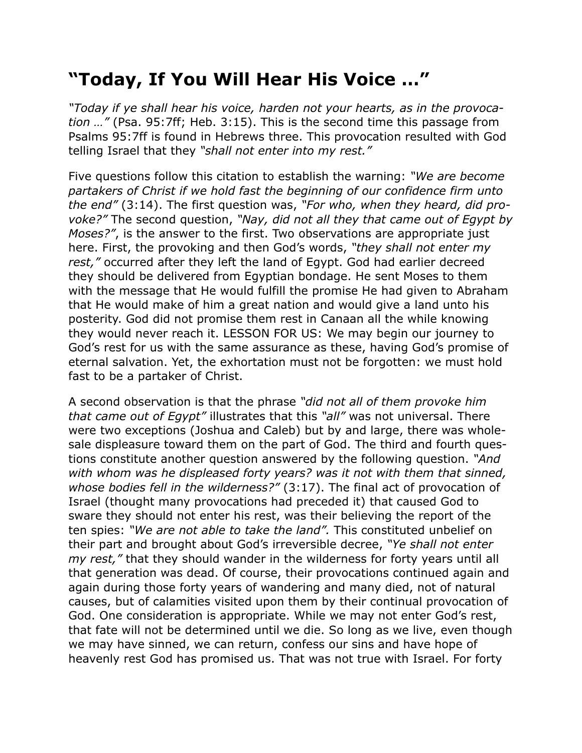# “Today, If You Will Hear His Voice …”

*“Today if ye shall hear his voice, harden not your hearts, as in the provocation …”* (Psa. 95:7ff; Heb. 3:15). This is the second time this passage from Psalms 95:7ff is found in Hebrews three. This provocation resulted with God telling Israel that they *“shall not enter into my rest.”*

Five questions follow this citation to establish the warning: *“We are become partakers of Christ if we hold fast the beginning of our confidence firm unto the end”* (3:14). The first question was, *“For who, when they heard, did provoke?”* The second question, *“Nay, did not all they that came out of Egypt by Moses?”*, is the answer to the first. Two observations are appropriate just here. First, the provoking and then God’s words, *“they shall not enter my rest,”* occurred after they left the land of Egypt. God had earlier decreed they should be delivered from Egyptian bondage. He sent Moses to them with the message that He would fulfill the promise He had given to Abraham that He would make of him a great nation and would give a land unto his posterity. God did not promise them rest in Canaan all the while knowing they would never reach it. LESSON FOR US: We may begin our journey to God’s rest for us with the same assurance as these, having God’s promise of eternal salvation. Yet, the exhortation must not be forgotten: we must hold fast to be a partaker of Christ.

A second observation is that the phrase *“did not all of them provoke him that came out of Egypt”* illustrates that this *“all”* was not universal. There were two exceptions (Joshua and Caleb) but by and large, there was wholesale displeasure toward them on the part of God. The third and fourth questions constitute another question answered by the following question. *“And with whom was he displeased forty years? was it not with them that sinned, whose bodies fell in the wilderness?”* (3:17). The final act of provocation of Israel (thought many provocations had preceded it) that caused God to sware they should not enter his rest, was their believing the report of the ten spies: *“We are not able to take the land”.* This constituted unbelief on their part and brought about God’s irreversible decree, *“Ye shall not enter my rest,”* that they should wander in the wilderness for forty years until all that generation was dead. Of course, their provocations continued again and again during those forty years of wandering and many died, not of natural causes, but of calamities visited upon them by their continual provocation of God. One consideration is appropriate. While we may not enter God’s rest, that fate will not be determined until we die. So long as we live, even though we may have sinned, we can return, confess our sins and have hope of heavenly rest God has promised us. That was not true with Israel. For forty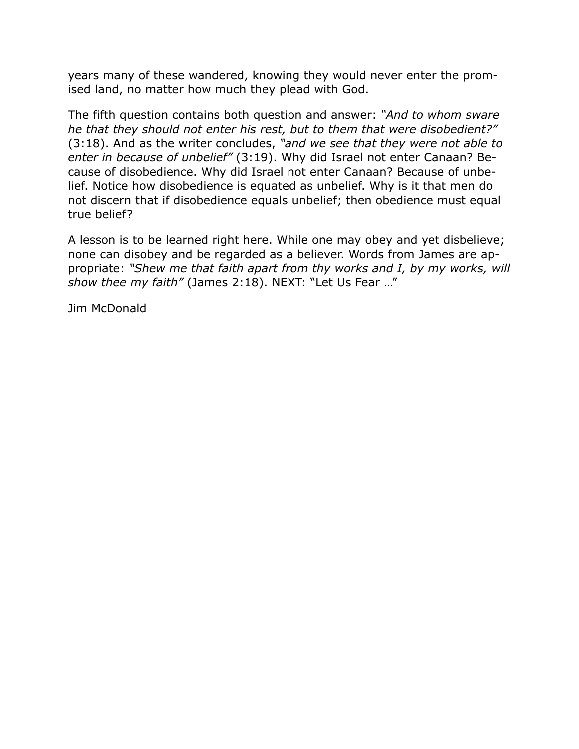years many of these wandered, knowing they would never enter the promised land, no matter how much they plead with God.

The fifth question contains both question and answer: *"And to whom sware he that they should not enter his rest, but to them that were disobedient?"* (3:18). And as the writer concludes, *"and we see that they were not able to enter in because of unbelief"* (3:19). Why did Israel not enter Canaan? Because of disobedience. Why did Israel not enter Canaan? Because of unbelief. Notice how disobedience is equated as unbelief. Why is it that men do not discern that if disobedience equals unbelief; then obedience must equal true belief?

A lesson is to be learned right here. While one may obey and yet disbelieve; none can disobey and be regarded as a believer. Words from James are appropriate: *"Shew me that faith apart from thy works and I, by my works, will show thee my faith"* (James 2:18). NEXT: "Let Us Fear …"

Jim McDonald